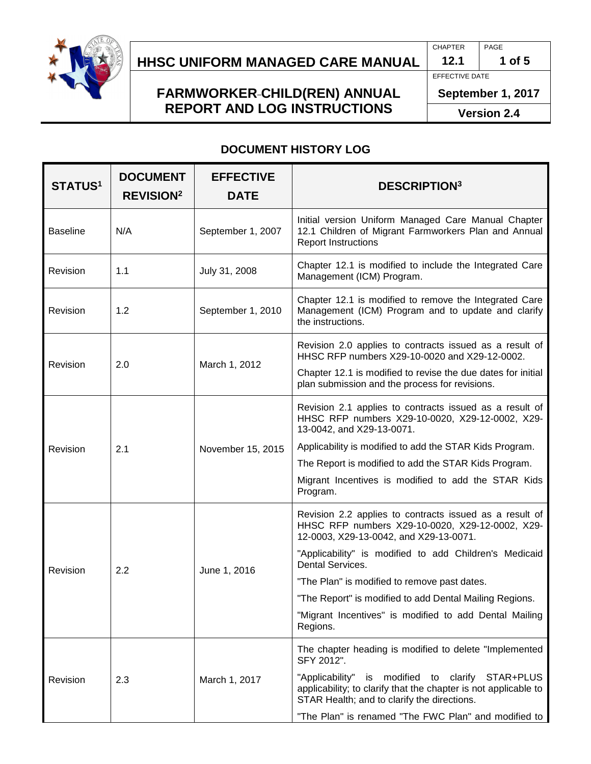# HHSC UNIFORM MANAGED CARE MANUAL

| CHAPTER | PAGE |
|---|---|
| 12.1 | 1 of 5 |

## FARMWORKER CHILD(REN) ANNUAL REPORT AND LOG INSTRUCTIONS

EFFECTIVE DATE: September 1, 2017

Version 2.4

### DOCUMENT HISTORY LOG

| STATUS[1] | DOCUMENT REVISION[2] | EFFECTIVE DATE | DESCRIPTION[3] |
|---|---|---|---|
| Baseline | N/A | September 1, 2007 | Initial version Uniform Managed Care Manual Chapter 12.1 Children of Migrant Farmworkers Plan and Annual Report Instructions |
| Revision | 1.1 | July 31, 2008 | Chapter 12.1 is modified to include the Integrated Care Management (ICM) Program. |
| Revision | 1.2 | September 1, 2010 | Chapter 12.1 is modified to remove the Integrated Care Management (ICM) Program and to update and clarify the instructions. |
| Revision | 2.0 | March 1, 2012 | Revision 2.0 applies to contracts issued as a result of HHSC RFP numbers X29-10-0020 and X29-12-0002.<br><br>Chapter 12.1 is modified to revise the due dates for initial plan submission and the process for revisions. |
| Revision | 2.1 | November 15, 2015 | Revision 2.1 applies to contracts issued as a result of HHSC RFP numbers X29-10-0020, X29-12-0002, X29-13-0042, and X29-13-0071.<br><br>Applicability is modified to add the STAR Kids Program.<br><br>The Report is modified to add the STAR Kids Program.<br><br>Migrant Incentives is modified to add the STAR Kids Program. |
| Revision | 2.2 | June 1, 2016 | Revision 2.2 applies to contracts issued as a result of HHSC RFP numbers X29-10-0020, X29-12-0002, X29-12-0003, X29-13-0042, and X29-13-0071.<br><br>"Applicability" is modified to add Children's Medicaid Dental Services.<br><br>"The Plan" is modified to remove past dates.<br><br>"The Report" is modified to add Dental Mailing Regions.<br><br>"Migrant Incentives" is modified to add Dental Mailing Regions. |
| Revision | 2.3 | March 1, 2017 | The chapter heading is modified to delete "Implemented SFY 2012".<br><br>"Applicability" is modified to clarify STAR+PLUS applicability; to clarify that the chapter is not applicable to STAR Health; and to clarify the directions.<br><br>"The Plan" is renamed "The FWC Plan" and modified to |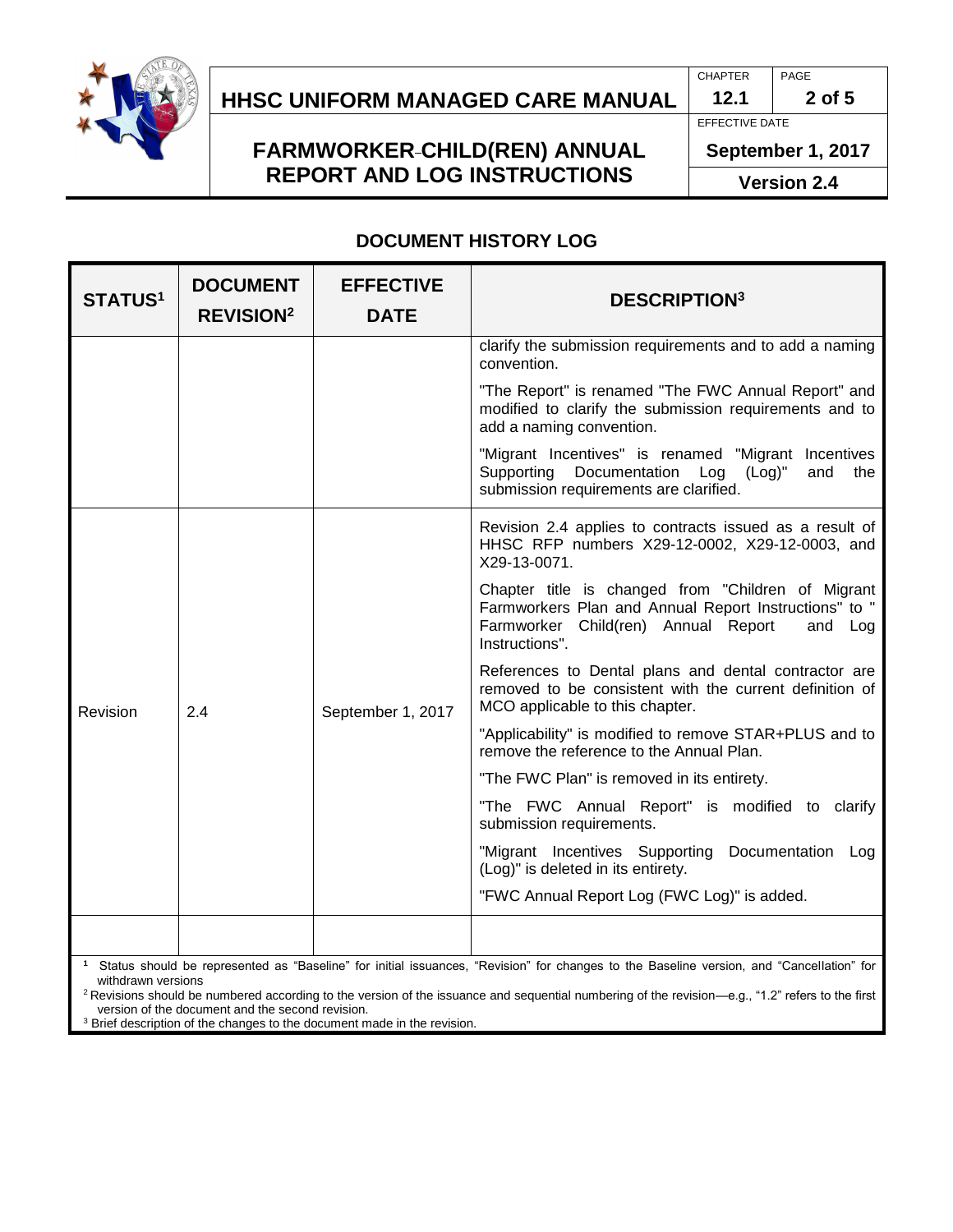## DOCUMENT HISTORY LOG

| STATUS[1] | DOCUMENT REVISION[2] | EFFECTIVE DATE | DESCRIPTION[3] |
|---|---|---|---|
| | | | clarify the submission requirements and to add a naming convention.<br><br>"The Report" is renamed "The FWC Annual Report" and modified to clarify the submission requirements and to add a naming convention.<br><br>"Migrant Incentives" is renamed "Migrant Incentives Supporting Documentation Log (Log)" and the submission requirements are clarified. |
| Revision | 2.4 | September 1, 2017 | Revision 2.4 applies to contracts issued as a result of HHSC RFP numbers X29-12-0002, X29-12-0003, and X29-13-0071.<br><br>Chapter title is changed from "Children of Migrant Farmworkers Plan and Annual Report Instructions" to " Farmworker Child(ren) Annual Report and Log Instructions".<br><br>References to Dental plans and dental contractor are removed to be consistent with the current definition of MCO applicable to this chapter.<br><br>"Applicability" is modified to remove STAR+PLUS and to remove the reference to the Annual Plan.<br><br>"The FWC Plan" is removed in its entirety.<br><br>"The FWC Annual Report" is modified to clarify submission requirements.<br><br>"Migrant Incentives Supporting Documentation Log (Log)" is deleted in its entirety.<br><br>"FWC Annual Report Log (FWC Log)" is added. |
| | | | |

[1] Status should be represented as "Baseline" for initial issuances, "Revision" for changes to the Baseline version, and "Cancellation" for withdrawn versions

[2] Revisions should be numbered according to the version of the issuance and sequential numbering of the revision—e.g., "1.2" refers to the first version of the document and the second revision.

[3] Brief description of the changes to the document made in the revision.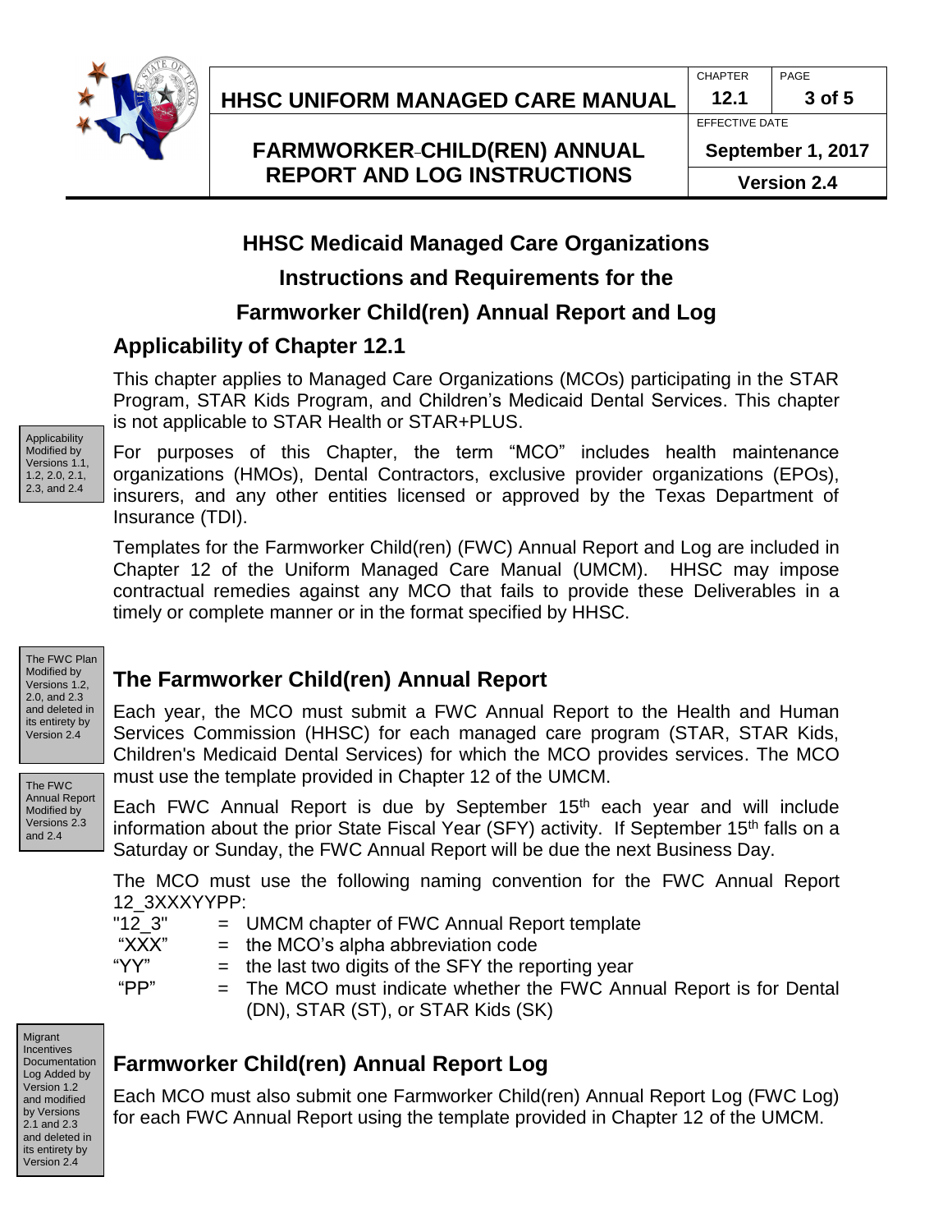# HHSC Medicaid Managed Care Organizations

# Instructions and Requirements for the

# Farmworker Child(ren) Annual Report and Log

## Applicability of Chapter 12.1

This chapter applies to Managed Care Organizations (MCOs) participating in the STAR Program, STAR Kids Program, and Children's Medicaid Dental Services. This chapter is not applicable to STAR Health or STAR+PLUS.

Applicability Modified by Versions 1.1, 1.2, 2.0, 2.1, 2.3, and 2.4

For purposes of this Chapter, the term "MCO" includes health maintenance organizations (HMOs), Dental Contractors, exclusive provider organizations (EPOs), insurers, and any other entities licensed or approved by the Texas Department of Insurance (TDI).

Templates for the Farmworker Child(ren) (FWC) Annual Report and Log are included in Chapter 12 of the Uniform Managed Care Manual (UMCM). HHSC may impose contractual remedies against any MCO that fails to provide these Deliverables in a timely or complete manner or in the format specified by HHSC.

The FWC Plan Modified by Versions 1.2, 2.0, and 2.3 and deleted in its entirety by Version 2.4

## The Farmworker Child(ren) Annual Report

Each year, the MCO must submit a FWC Annual Report to the Health and Human Services Commission (HHSC) for each managed care program (STAR, STAR Kids, Children's Medicaid Dental Services) for which the MCO provides services. The MCO must use the template provided in Chapter 12 of the UMCM.

The FWC Annual Report Modified by Versions 2.3 and 2.4

Each FWC Annual Report is due by September 15th each year and will include information about the prior State Fiscal Year (SFY) activity. If September 15th falls on a Saturday or Sunday, the FWC Annual Report will be due the next Business Day.

The MCO must use the following naming convention for the FWC Annual Report 12_3XXXYYPP:

"12_3" = UMCM chapter of FWC Annual Report template
"XXX" = the MCO's alpha abbreviation code
"YY" = the last two digits of the SFY the reporting year
"PP" = The MCO must indicate whether the FWC Annual Report is for Dental (DN), STAR (ST), or STAR Kids (SK)

Migrant Incentives Documentation Log Added by Version 1.2 and modified by Versions 2.1 and 2.3 and deleted in its entirety by Version 2.4

## Farmworker Child(ren) Annual Report Log

Each MCO must also submit one Farmworker Child(ren) Annual Report Log (FWC Log) for each FWC Annual Report using the template provided in Chapter 12 of the UMCM.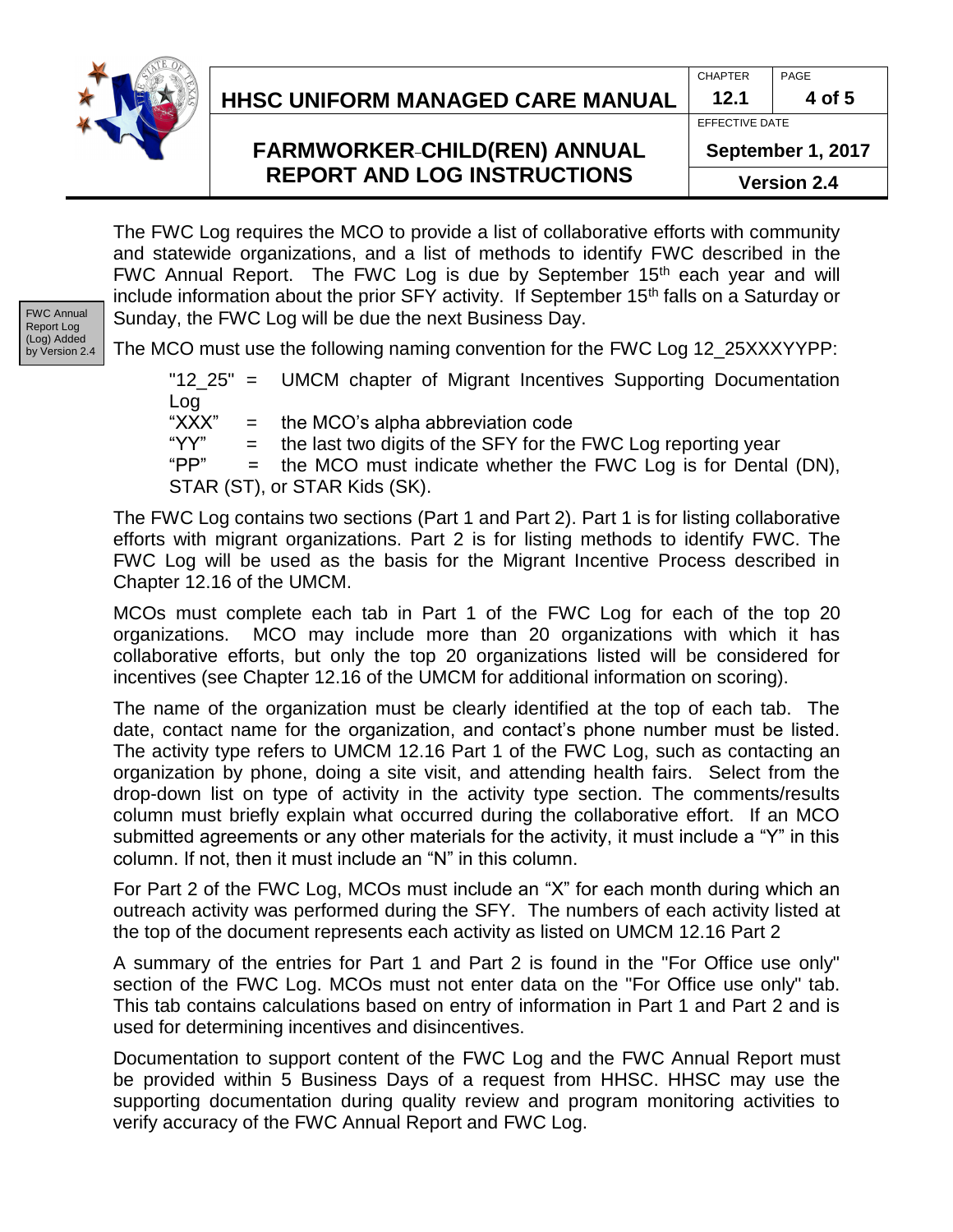The FWC Log requires the MCO to provide a list of collaborative efforts with community and statewide organizations, and a list of methods to identify FWC described in the FWC Annual Report. The FWC Log is due by September 15th each year and will include information about the prior SFY activity. If September 15th falls on a Saturday or Sunday, the FWC Log will be due the next Business Day.

FWC Annual Report Log (Log) Added by Version 2.4

The MCO must use the following naming convention for the FWC Log 12_25XXXYYPP:

"12_25" = UMCM chapter of Migrant Incentives Supporting Documentation Log
"XXX" = the MCO's alpha abbreviation code
"YY" = the last two digits of the SFY for the FWC Log reporting year
"PP" = the MCO must indicate whether the FWC Log is for Dental (DN), STAR (ST), or STAR Kids (SK).

The FWC Log contains two sections (Part 1 and Part 2). Part 1 is for listing collaborative efforts with migrant organizations. Part 2 is for listing methods to identify FWC. The FWC Log will be used as the basis for the Migrant Incentive Process described in Chapter 12.16 of the UMCM.

MCOs must complete each tab in Part 1 of the FWC Log for each of the top 20 organizations. MCO may include more than 20 organizations with which it has collaborative efforts, but only the top 20 organizations listed will be considered for incentives (see Chapter 12.16 of the UMCM for additional information on scoring).

The name of the organization must be clearly identified at the top of each tab. The date, contact name for the organization, and contact's phone number must be listed. The activity type refers to UMCM 12.16 Part 1 of the FWC Log, such as contacting an organization by phone, doing a site visit, and attending health fairs. Select from the drop-down list on type of activity in the activity type section. The comments/results column must briefly explain what occurred during the collaborative effort. If an MCO submitted agreements or any other materials for the activity, it must include a "Y" in this column. If not, then it must include an "N" in this column.

For Part 2 of the FWC Log, MCOs must include an "X" for each month during which an outreach activity was performed during the SFY. The numbers of each activity listed at the top of the document represents each activity as listed on UMCM 12.16 Part 2

A summary of the entries for Part 1 and Part 2 is found in the "For Office use only" section of the FWC Log. MCOs must not enter data on the "For Office use only" tab. This tab contains calculations based on entry of information in Part 1 and Part 2 and is used for determining incentives and disincentives.

Documentation to support content of the FWC Log and the FWC Annual Report must be provided within 5 Business Days of a request from HHSC. HHSC may use the supporting documentation during quality review and program monitoring activities to verify accuracy of the FWC Annual Report and FWC Log.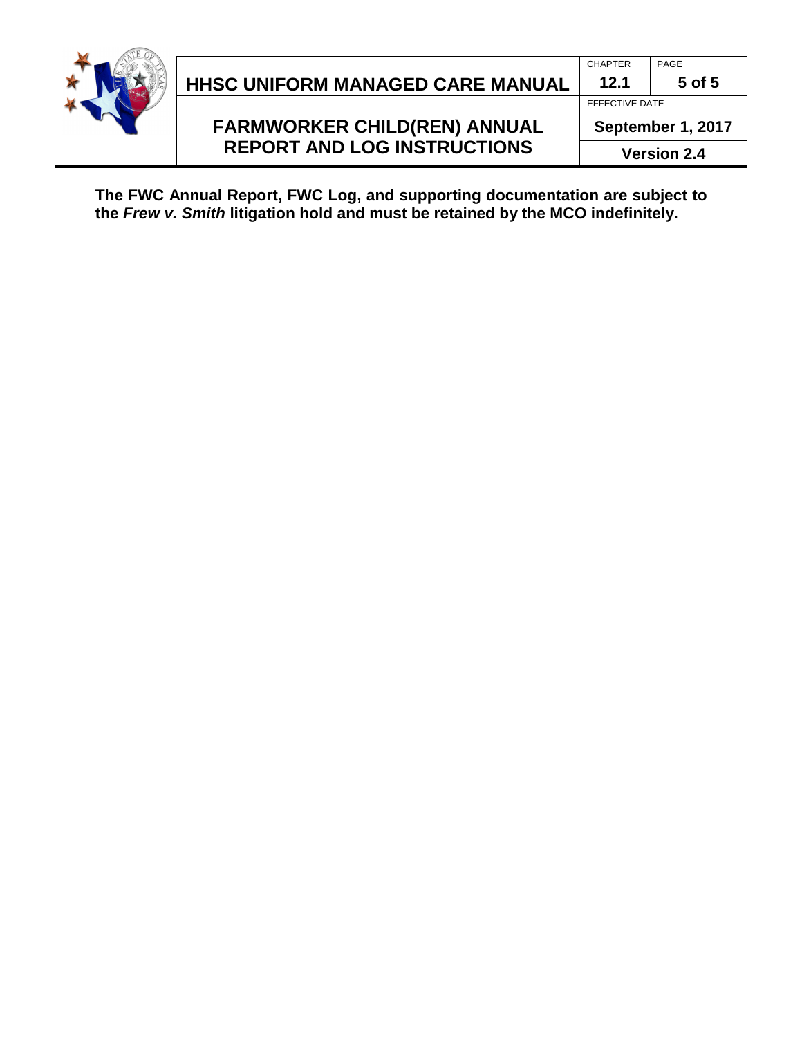**The FWC Annual Report, FWC Log, and supporting documentation are subject to the *Frew v. Smith* litigation hold and must be retained by the MCO indefinitely.**